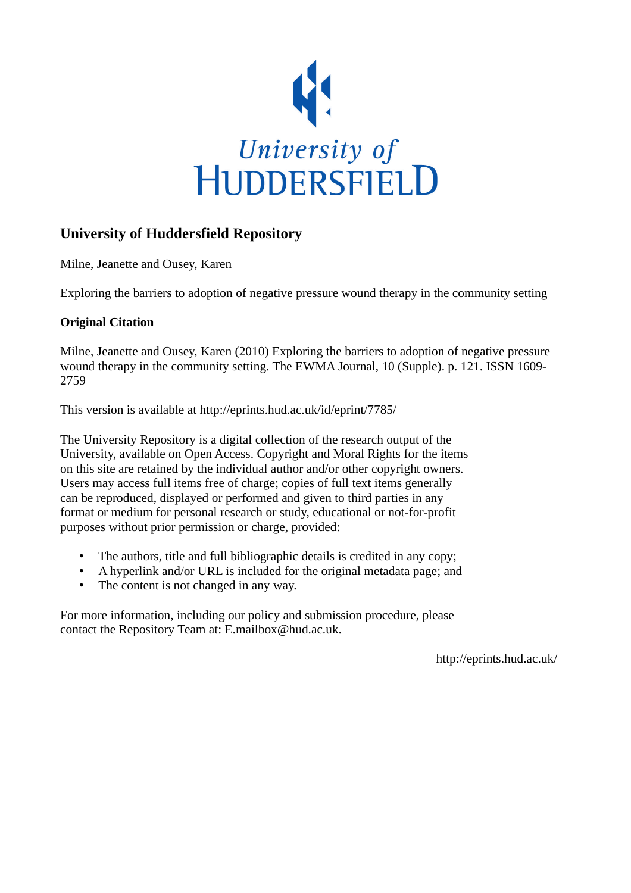# University of Huddersfield Repository

Milne, Jeanette and Ousey, Karen

Exploring the barriers to adoption of negative pressure wound therapy in the community setting

## Original Citation

Milne, Jeanette and Ousey, Karen (2010) Exploring the barriers to adoption of negative pressure wound therapy in the community setting. The EWMA Journal, 10 (Supple). p. 121. ISSN 1609-2759

This version is available at http://eprints.hud.ac.uk/id/eprint/7785/

The University Repository is a digital collection of the research output of the University, available on Open Access. Copyright and Moral Rights for the items on this site are retained by the individual author and/or other copyright owners. Users may access full items free of charge; copies of full text items generally can be reproduced, displayed or performed and given to third parties in any format or medium for personal research or study, educational or not-for-profit purposes without prior permission or charge, provided:

- The authors, title and full bibliographic details is credited in any copy;
- A hyperlink and/or URL is included for the original metadata page; and
- The content is not changed in any way.

For more information, including our policy and submission procedure, please contact the Repository Team at: E.mailbox@hud.ac.uk.

http://eprints.hud.ac.uk/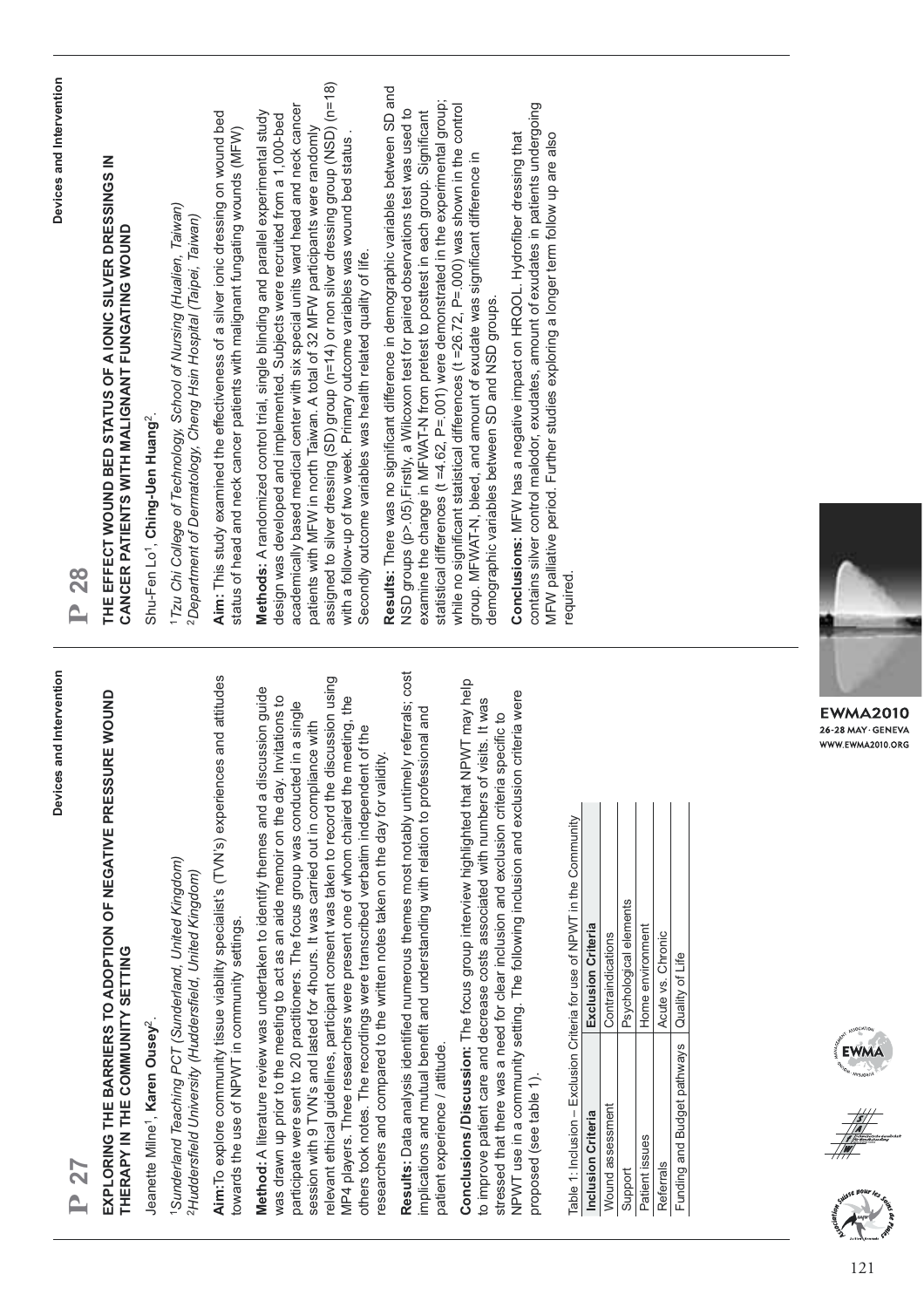# P 27

## EXPLORING THE BARRIERS TO ADOPTION OF NEGATIVE PRESSURE WOUND THERAPY IN THE COMMUNITY SETTING

Jeanette Milne[1], **Karen Ousey**[2].

[1]*Sunderland Teaching PCT (Sunderland, United Kingdom)*
[2]*Huddersfield University (Huddersfield, United Kingdom)*

**Aim:** To explore community tissue viability specialist's (TVN's) experiences and attitudes towards the use of NPWT in community settings.

**Method:** A literature review was undertaken to identify themes and a discussion guide was drawn up prior to the meeting to act as an aide memoir on the day. Invitations to participate were sent to 20 practitioners. The focus group was conducted in a single session with 9 TVN's and lasted for 4hours. It was carried out in compliance with relevant ethical guidelines, participant consent was taken to record the discussion using MP4 players. Three researchers were present one of whom chaired the meeting, the others took notes. The recordings were transcribed verbatim independent of the researchers and compared to the written notes taken on the day for validity.

**Results:** Data analysis identified numerous themes most notably untimely referrals; cost implications and mutual benefit and understanding with relation to professional and patient experience / attitude.

**Conclusions/Discussion:** The focus group interview highlighted that NPWT may help to improve patient care and decrease costs associated with numbers of visits. It was stressed that there was a need for clear inclusion and exclusion criteria specific to NPWT use in a community setting. The following inclusion and exclusion criteria were proposed (see table 1).

Table 1: Inclusion – Exclusion Criteria for use of NPWT in the Community

| Inclusion Criteria | Exclusion Criteria |
|---|---|
| Wound assessment | Contraindications |
| Support | Psychological elements |
| Patient issues | Home environment |
| Referrals | Acute vs. Chronic |
| Funding and Budget pathways | Quality of Life |

# P 28

## THE EFFECT WOUND BED STATUS OF A IONIC SILVER DRESSINGS IN CANCER PATIENTS WITH MALIGNANT FUNGATING WOUND

Shu-Fen Lo[1], **Ching-Uen Huang**[2].

[1]*Tzu Chi College of Technology, School of Nursing (Hualien, Taiwan)*
[2]*Department of Dermatology, Cheng Hsin Hospital (Taipei, Taiwan)*

**Aim:** This study examined the effectiveness of a silver ionic dressing on wound bed status of head and neck cancer patients with malignant fungating wounds (MFW)

**Methods:** A randomized control trial, single blinding and parallel experimental study design was developed and implemented. Subjects were recruited from a 1,000-bed academically based medical center with six special units ward head and neck cancer patients with MFW in north Taiwan. A total of 32 MFW participants were randomly assigned to silver dressing (SD) group (n=14) or non silver dressing group (NSD) (n=18) with a follow-up of two week. Primary outcome variables was wound bed status . Secondly outcome variables was health related quality of life.

**Results:** There was no significant difference in demographic variables between SD and NSD groups (p>.05).Firstly, a Wilcoxon test for paired observations test was used to examine the change in MFWAT-N from pretest to posttest in each group. Significant statistical differences (t =4.62, P=.001) were demonstrated in the experimental group; while no significant statistical differences (t =26.72, P=.000) was shown in the control group. MFWAT-N, bleed, and amount of exudate was significant difference in demographic variables between SD and NSD groups.

**Conclusions:** MFW has a negative impact on HRQOL. Hydrofiber dressing that contains silver control malodor, exudates, amount of exudates in patients undergoing MFW palliative period. Further studies exploring a longer term follow up are also required.